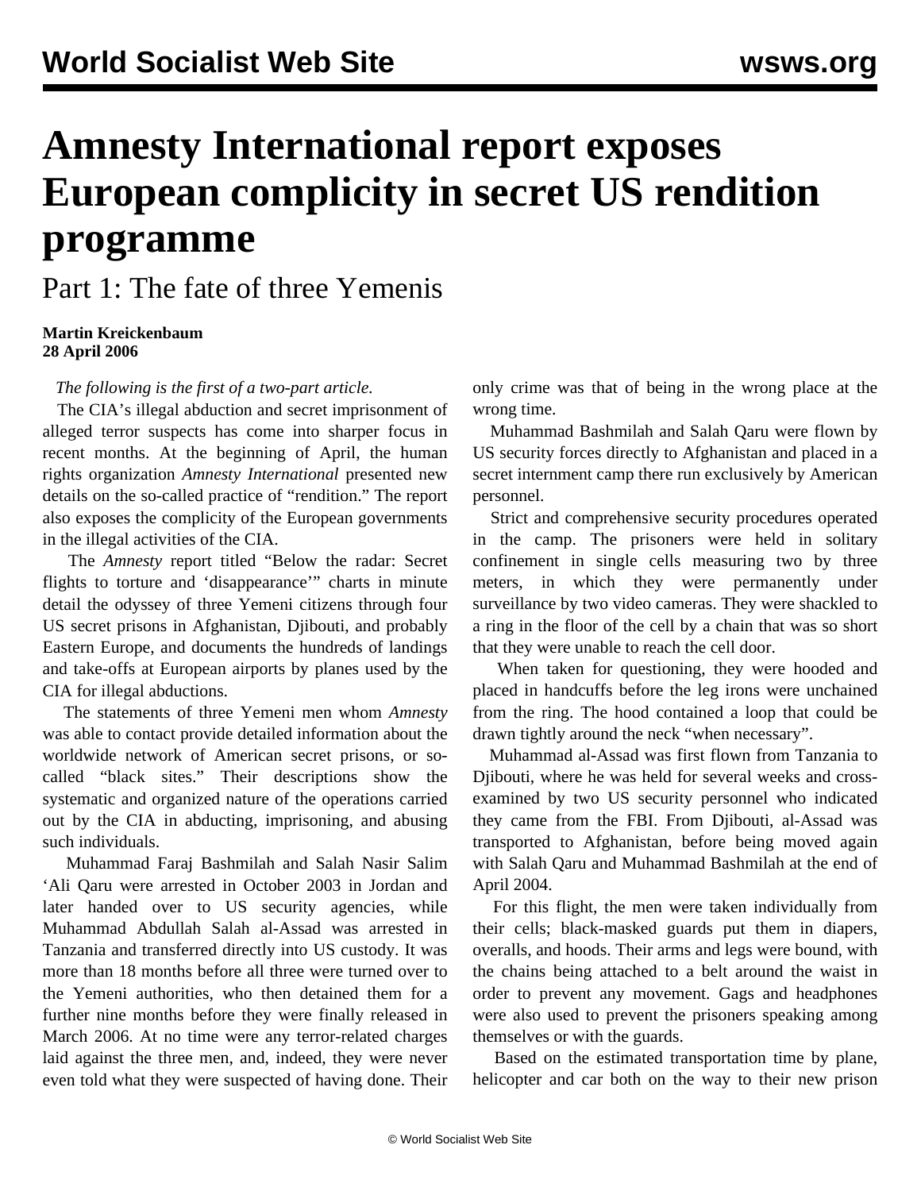# Amnesty International report exposes European complicity in secret US rendition programme

## Part 1: The fate of three Yemenis

**Martin Kreickenbaum**
**28 April 2006**

*The following is the first of a two-part article.*

The CIA's illegal abduction and secret imprisonment of alleged terror suspects has come into sharper focus in recent months. At the beginning of April, the human rights organization *Amnesty International* presented new details on the so-called practice of "rendition." The report also exposes the complicity of the European governments in the illegal activities of the CIA.

The *Amnesty* report titled "Below the radar: Secret flights to torture and 'disappearance'" charts in minute detail the odyssey of three Yemeni citizens through four US secret prisons in Afghanistan, Djibouti, and probably Eastern Europe, and documents the hundreds of landings and take-offs at European airports by planes used by the CIA for illegal abductions.

The statements of three Yemeni men whom *Amnesty* was able to contact provide detailed information about the worldwide network of American secret prisons, or so-called "black sites." Their descriptions show the systematic and organized nature of the operations carried out by the CIA in abducting, imprisoning, and abusing such individuals.

Muhammad Faraj Bashmilah and Salah Nasir Salim 'Ali Qaru were arrested in October 2003 in Jordan and later handed over to US security agencies, while Muhammad Abdullah Salah al-Assad was arrested in Tanzania and transferred directly into US custody. It was more than 18 months before all three were turned over to the Yemeni authorities, who then detained them for a further nine months before they were finally released in March 2006. At no time were any terror-related charges laid against the three men, and, indeed, they were never even told what they were suspected of having done. Their only crime was that of being in the wrong place at the wrong time.

Muhammad Bashmilah and Salah Qaru were flown by US security forces directly to Afghanistan and placed in a secret internment camp there run exclusively by American personnel.

Strict and comprehensive security procedures operated in the camp. The prisoners were held in solitary confinement in single cells measuring two by three meters, in which they were permanently under surveillance by two video cameras. They were shackled to a ring in the floor of the cell by a chain that was so short that they were unable to reach the cell door.

When taken for questioning, they were hooded and placed in handcuffs before the leg irons were unchained from the ring. The hood contained a loop that could be drawn tightly around the neck "when necessary".

Muhammad al-Assad was first flown from Tanzania to Djibouti, where he was held for several weeks and cross-examined by two US security personnel who indicated they came from the FBI. From Djibouti, al-Assad was transported to Afghanistan, before being moved again with Salah Qaru and Muhammad Bashmilah at the end of April 2004.

For this flight, the men were taken individually from their cells; black-masked guards put them in diapers, overalls, and hoods. Their arms and legs were bound, with the chains being attached to a belt around the waist in order to prevent any movement. Gags and headphones were also used to prevent the prisoners speaking among themselves or with the guards.

Based on the estimated transportation time by plane, helicopter and car both on the way to their new prison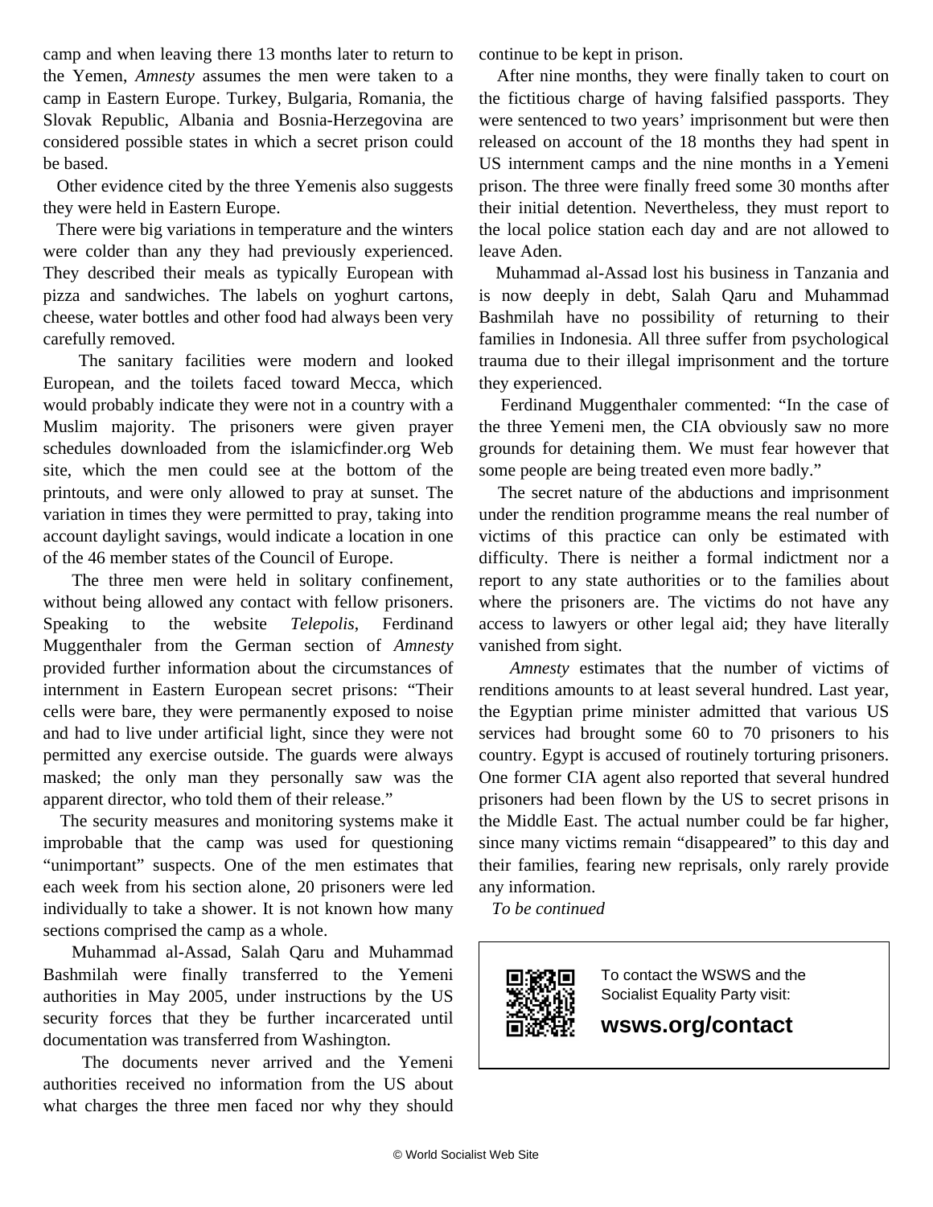camp and when leaving there 13 months later to return to the Yemen, *Amnesty* assumes the men were taken to a camp in Eastern Europe. Turkey, Bulgaria, Romania, the Slovak Republic, Albania and Bosnia-Herzegovina are considered possible states in which a secret prison could be based.

Other evidence cited by the three Yemenis also suggests they were held in Eastern Europe.

There were big variations in temperature and the winters were colder than any they had previously experienced. They described their meals as typically European with pizza and sandwiches. The labels on yoghurt cartons, cheese, water bottles and other food had always been very carefully removed.

The sanitary facilities were modern and looked European, and the toilets faced toward Mecca, which would probably indicate they were not in a country with a Muslim majority. The prisoners were given prayer schedules downloaded from the islamicfinder.org Web site, which the men could see at the bottom of the printouts, and were only allowed to pray at sunset. The variation in times they were permitted to pray, taking into account daylight savings, would indicate a location in one of the 46 member states of the Council of Europe.

The three men were held in solitary confinement, without being allowed any contact with fellow prisoners. Speaking to the website *Telepolis*, Ferdinand Muggenthaler from the German section of *Amnesty* provided further information about the circumstances of internment in Eastern European secret prisons: "Their cells were bare, they were permanently exposed to noise and had to live under artificial light, since they were not permitted any exercise outside. The guards were always masked; the only man they personally saw was the apparent director, who told them of their release."

The security measures and monitoring systems make it improbable that the camp was used for questioning "unimportant" suspects. One of the men estimates that each week from his section alone, 20 prisoners were led individually to take a shower. It is not known how many sections comprised the camp as a whole.

Muhammad al-Assad, Salah Qaru and Muhammad Bashmilah were finally transferred to the Yemeni authorities in May 2005, under instructions by the US security forces that they be further incarcerated until documentation was transferred from Washington.

The documents never arrived and the Yemeni authorities received no information from the US about what charges the three men faced nor why they should continue to be kept in prison.

After nine months, they were finally taken to court on the fictitious charge of having falsified passports. They were sentenced to two years' imprisonment but were then released on account of the 18 months they had spent in US internment camps and the nine months in a Yemeni prison. The three were finally freed some 30 months after their initial detention. Nevertheless, they must report to the local police station each day and are not allowed to leave Aden.

Muhammad al-Assad lost his business in Tanzania and is now deeply in debt, Salah Qaru and Muhammad Bashmilah have no possibility of returning to their families in Indonesia. All three suffer from psychological trauma due to their illegal imprisonment and the torture they experienced.

Ferdinand Muggenthaler commented: "In the case of the three Yemeni men, the CIA obviously saw no more grounds for detaining them. We must fear however that some people are being treated even more badly."

The secret nature of the abductions and imprisonment under the rendition programme means the real number of victims of this practice can only be estimated with difficulty. There is neither a formal indictment nor a report to any state authorities or to the families about where the prisoners are. The victims do not have any access to lawyers or other legal aid; they have literally vanished from sight.

*Amnesty* estimates that the number of victims of renditions amounts to at least several hundred. Last year, the Egyptian prime minister admitted that various US services had brought some 60 to 70 prisoners to his country. Egypt is accused of routinely torturing prisoners. One former CIA agent also reported that several hundred prisoners had been flown by the US to secret prisons in the Middle East. The actual number could be far higher, since many victims remain "disappeared" to this day and their families, fearing new reprisals, only rarely provide any information.

*To be continued*

To contact the WSWS and the Socialist Equality Party visit:

**wsws.org/contact**